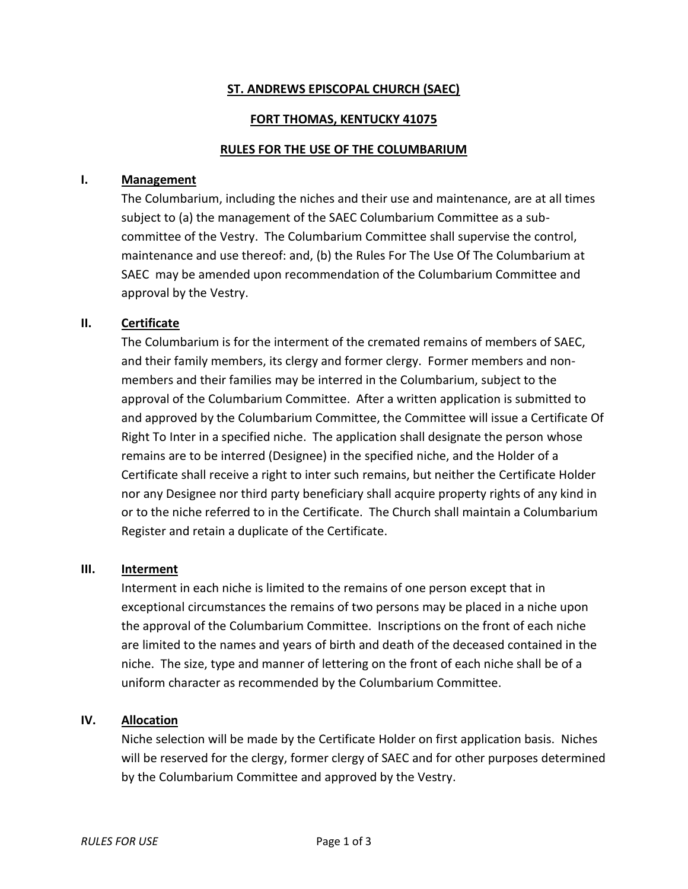**ST. ANDREWS EPISCOPAL CHURCH (SAEC)**

**FORT THOMAS, KENTUCKY 41075**

**RULES FOR THE USE OF THE COLUMBARIUM**

## I. Management

The Columbarium, including the niches and their use and maintenance, are at all times subject to (a) the management of the SAEC Columbarium Committee as a sub-committee of the Vestry. The Columbarium Committee shall supervise the control, maintenance and use thereof: and, (b) the Rules For The Use Of The Columbarium at SAEC may be amended upon recommendation of the Columbarium Committee and approval by the Vestry.

## II. Certificate

The Columbarium is for the interment of the cremated remains of members of SAEC, and their family members, its clergy and former clergy. Former members and non-members and their families may be interred in the Columbarium, subject to the approval of the Columbarium Committee. After a written application is submitted to and approved by the Columbarium Committee, the Committee will issue a Certificate Of Right To Inter in a specified niche. The application shall designate the person whose remains are to be interred (Designee) in the specified niche, and the Holder of a Certificate shall receive a right to inter such remains, but neither the Certificate Holder nor any Designee nor third party beneficiary shall acquire property rights of any kind in or to the niche referred to in the Certificate. The Church shall maintain a Columbarium Register and retain a duplicate of the Certificate.

## III. Interment

Interment in each niche is limited to the remains of one person except that in exceptional circumstances the remains of two persons may be placed in a niche upon the approval of the Columbarium Committee. Inscriptions on the front of each niche are limited to the names and years of birth and death of the deceased contained in the niche. The size, type and manner of lettering on the front of each niche shall be of a uniform character as recommended by the Columbarium Committee.

## IV. Allocation

Niche selection will be made by the Certificate Holder on first application basis. Niches will be reserved for the clergy, former clergy of SAEC and for other purposes determined by the Columbarium Committee and approved by the Vestry.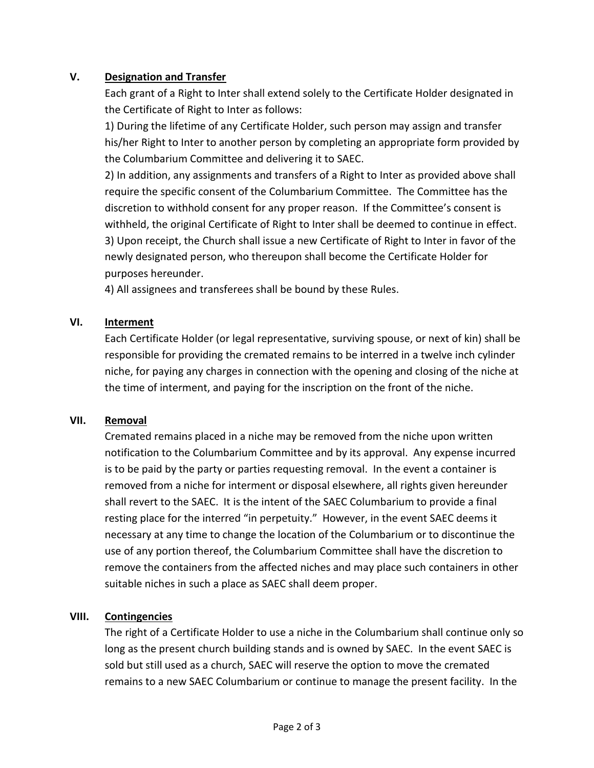## V. Designation and Transfer

Each grant of a Right to Inter shall extend solely to the Certificate Holder designated in the Certificate of Right to Inter as follows:

1) During the lifetime of any Certificate Holder, such person may assign and transfer his/her Right to Inter to another person by completing an appropriate form provided by the Columbarium Committee and delivering it to SAEC.

2) In addition, any assignments and transfers of a Right to Inter as provided above shall require the specific consent of the Columbarium Committee. The Committee has the discretion to withhold consent for any proper reason. If the Committee's consent is withheld, the original Certificate of Right to Inter shall be deemed to continue in effect.

3) Upon receipt, the Church shall issue a new Certificate of Right to Inter in favor of the newly designated person, who thereupon shall become the Certificate Holder for purposes hereunder.

4) All assignees and transferees shall be bound by these Rules.

## VI. Interment

Each Certificate Holder (or legal representative, surviving spouse, or next of kin) shall be responsible for providing the cremated remains to be interred in a twelve inch cylinder niche, for paying any charges in connection with the opening and closing of the niche at the time of interment, and paying for the inscription on the front of the niche.

## VII. Removal

Cremated remains placed in a niche may be removed from the niche upon written notification to the Columbarium Committee and by its approval. Any expense incurred is to be paid by the party or parties requesting removal. In the event a container is removed from a niche for interment or disposal elsewhere, all rights given hereunder shall revert to the SAEC. It is the intent of the SAEC Columbarium to provide a final resting place for the interred "in perpetuity." However, in the event SAEC deems it necessary at any time to change the location of the Columbarium or to discontinue the use of any portion thereof, the Columbarium Committee shall have the discretion to remove the containers from the affected niches and may place such containers in other suitable niches in such a place as SAEC shall deem proper.

## VIII. Contingencies

The right of a Certificate Holder to use a niche in the Columbarium shall continue only so long as the present church building stands and is owned by SAEC. In the event SAEC is sold but still used as a church, SAEC will reserve the option to move the cremated remains to a new SAEC Columbarium or continue to manage the present facility. In the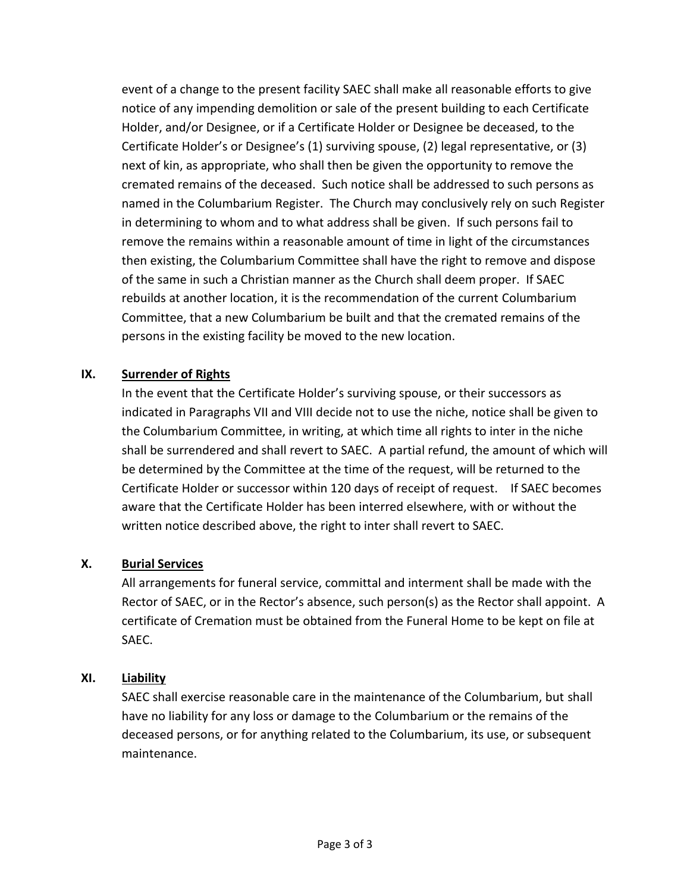event of a change to the present facility SAEC shall make all reasonable efforts to give notice of any impending demolition or sale of the present building to each Certificate Holder, and/or Designee, or if a Certificate Holder or Designee be deceased, to the Certificate Holder's or Designee's (1) surviving spouse, (2) legal representative, or (3) next of kin, as appropriate, who shall then be given the opportunity to remove the cremated remains of the deceased. Such notice shall be addressed to such persons as named in the Columbarium Register. The Church may conclusively rely on such Register in determining to whom and to what address shall be given. If such persons fail to remove the remains within a reasonable amount of time in light of the circumstances then existing, the Columbarium Committee shall have the right to remove and dispose of the same in such a Christian manner as the Church shall deem proper. If SAEC rebuilds at another location, it is the recommendation of the current Columbarium Committee, that a new Columbarium be built and that the cremated remains of the persons in the existing facility be moved to the new location.

## IX. Surrender of Rights

In the event that the Certificate Holder's surviving spouse, or their successors as indicated in Paragraphs VII and VIII decide not to use the niche, notice shall be given to the Columbarium Committee, in writing, at which time all rights to inter in the niche shall be surrendered and shall revert to SAEC. A partial refund, the amount of which will be determined by the Committee at the time of the request, will be returned to the Certificate Holder or successor within 120 days of receipt of request. If SAEC becomes aware that the Certificate Holder has been interred elsewhere, with or without the written notice described above, the right to inter shall revert to SAEC.

## X. Burial Services

All arrangements for funeral service, committal and interment shall be made with the Rector of SAEC, or in the Rector's absence, such person(s) as the Rector shall appoint. A certificate of Cremation must be obtained from the Funeral Home to be kept on file at SAEC.

## XI. Liability

SAEC shall exercise reasonable care in the maintenance of the Columbarium, but shall have no liability for any loss or damage to the Columbarium or the remains of the deceased persons, or for anything related to the Columbarium, its use, or subsequent maintenance.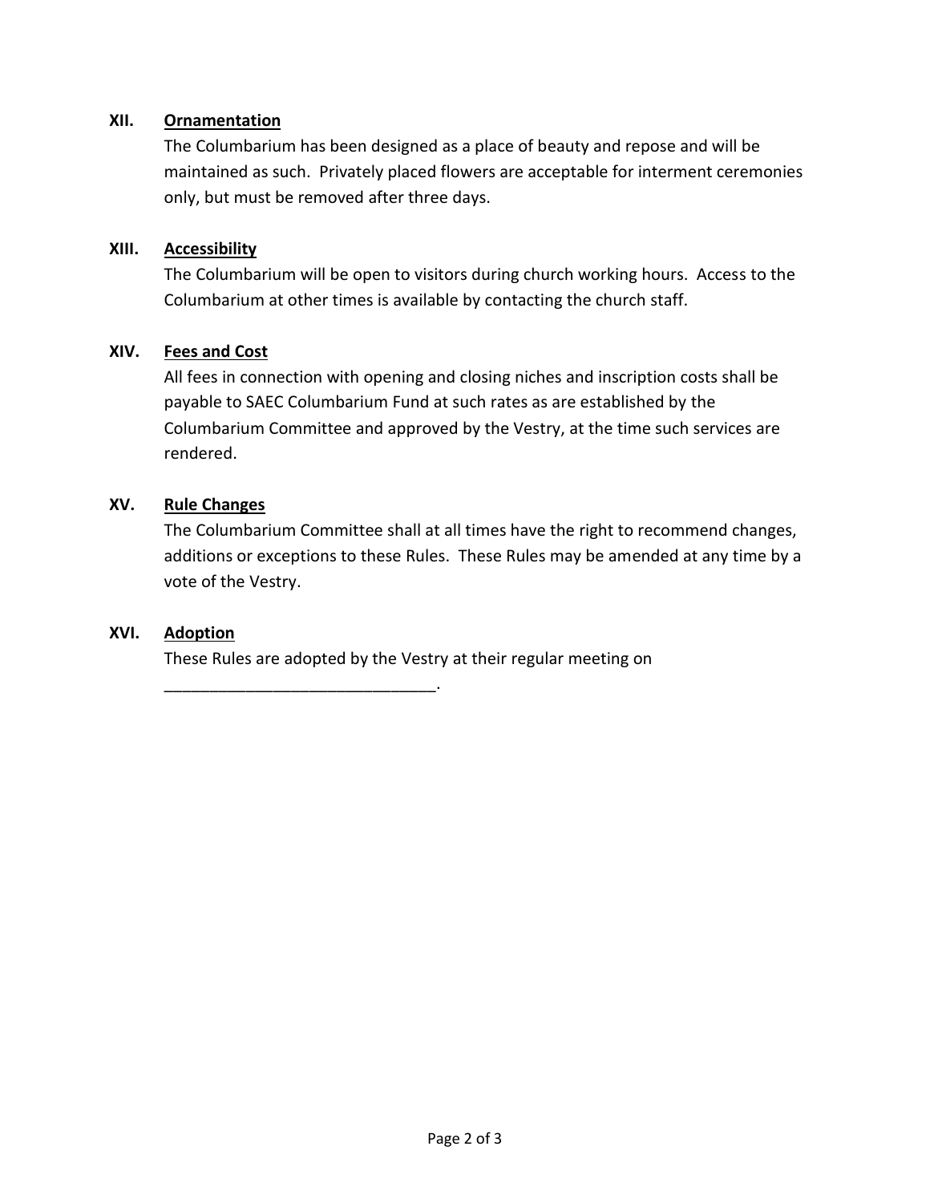**XII. Ornamentation**

The Columbarium has been designed as a place of beauty and repose and will be maintained as such. Privately placed flowers are acceptable for interment ceremonies only, but must be removed after three days.

**XIII. Accessibility**

The Columbarium will be open to visitors during church working hours. Access to the Columbarium at other times is available by contacting the church staff.

**XIV. Fees and Cost**

All fees in connection with opening and closing niches and inscription costs shall be payable to SAEC Columbarium Fund at such rates as are established by the Columbarium Committee and approved by the Vestry, at the time such services are rendered.

**XV. Rule Changes**

The Columbarium Committee shall at all times have the right to recommend changes, additions or exceptions to these Rules. These Rules may be amended at any time by a vote of the Vestry.

**XVI. Adoption**

These Rules are adopted by the Vestry at their regular meeting on

______________________________.